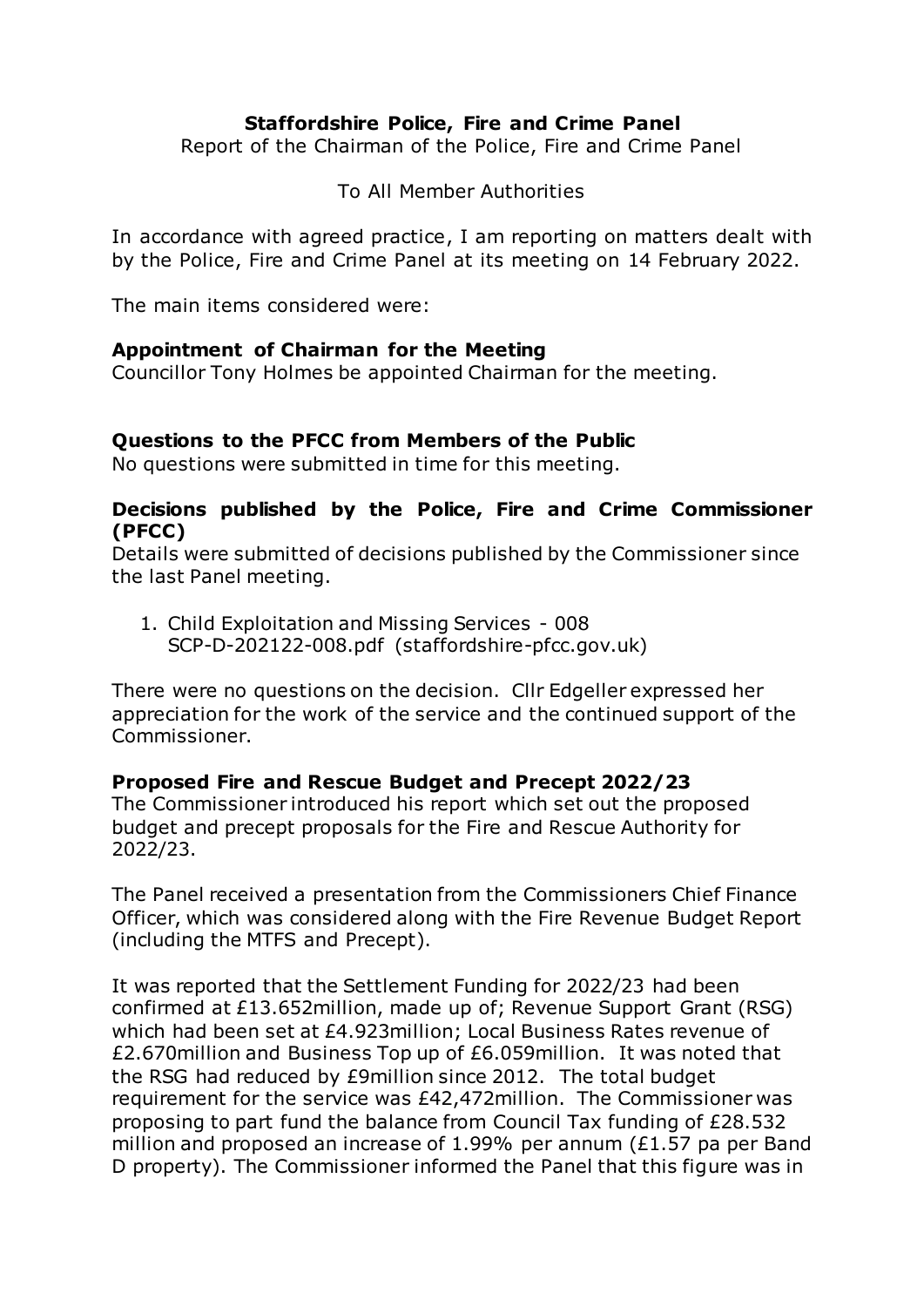**Staffordshire Police, Fire and Crime Panel**

Report of the Chairman of the Police, Fire and Crime Panel

To All Member Authorities

In accordance with agreed practice, I am reporting on matters dealt with by the Police, Fire and Crime Panel at its meeting on 14 February 2022.

The main items considered were:

**Appointment of Chairman for the Meeting**

Councillor Tony Holmes be appointed Chairman for the meeting.

**Questions to the PFCC from Members of the Public**

No questions were submitted in time for this meeting.

**Decisions published by the Police, Fire and Crime Commissioner (PFCC)**

Details were submitted of decisions published by the Commissioner since the last Panel meeting.

1. Child Exploitation and Missing Services - 008
   SCP-D-202122-008.pdf (staffordshire-pfcc.gov.uk)

There were no questions on the decision. Cllr Edgeller expressed her appreciation for the work of the service and the continued support of the Commissioner.

**Proposed Fire and Rescue Budget and Precept 2022/23**

The Commissioner introduced his report which set out the proposed budget and precept proposals for the Fire and Rescue Authority for 2022/23.

The Panel received a presentation from the Commissioners Chief Finance Officer, which was considered along with the Fire Revenue Budget Report (including the MTFS and Precept).

It was reported that the Settlement Funding for 2022/23 had been confirmed at £13.652million, made up of; Revenue Support Grant (RSG) which had been set at £4.923million; Local Business Rates revenue of £2.670million and Business Top up of £6.059million. It was noted that the RSG had reduced by £9million since 2012. The total budget requirement for the service was £42,472million. The Commissioner was proposing to part fund the balance from Council Tax funding of £28.532 million and proposed an increase of 1.99% per annum (£1.57 pa per Band D property). The Commissioner informed the Panel that this figure was in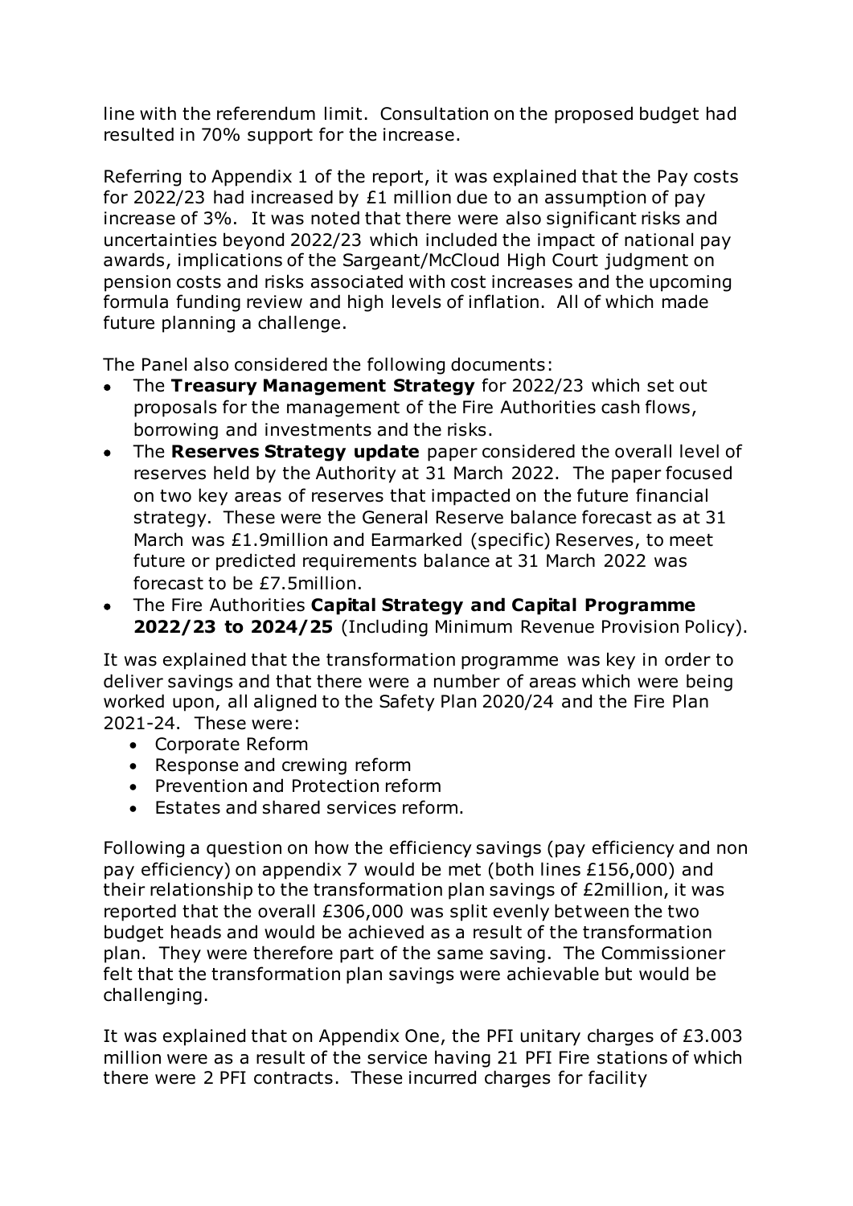line with the referendum limit. Consultation on the proposed budget had resulted in 70% support for the increase.

Referring to Appendix 1 of the report, it was explained that the Pay costs for 2022/23 had increased by £1 million due to an assumption of pay increase of 3%. It was noted that there were also significant risks and uncertainties beyond 2022/23 which included the impact of national pay awards, implications of the Sargeant/McCloud High Court judgment on pension costs and risks associated with cost increases and the upcoming formula funding review and high levels of inflation. All of which made future planning a challenge.

The Panel also considered the following documents:

- The **Treasury Management Strategy** for 2022/23 which set out proposals for the management of the Fire Authorities cash flows, borrowing and investments and the risks.
- The **Reserves Strategy update** paper considered the overall level of reserves held by the Authority at 31 March 2022. The paper focused on two key areas of reserves that impacted on the future financial strategy. These were the General Reserve balance forecast as at 31 March was £1.9million and Earmarked (specific) Reserves, to meet future or predicted requirements balance at 31 March 2022 was forecast to be £7.5million.
- The Fire Authorities **Capital Strategy and Capital Programme 2022/23 to 2024/25** (Including Minimum Revenue Provision Policy).

It was explained that the transformation programme was key in order to deliver savings and that there were a number of areas which were being worked upon, all aligned to the Safety Plan 2020/24 and the Fire Plan 2021-24. These were:

- Corporate Reform
- Response and crewing reform
- Prevention and Protection reform
- Estates and shared services reform.

Following a question on how the efficiency savings (pay efficiency and non pay efficiency) on appendix 7 would be met (both lines £156,000) and their relationship to the transformation plan savings of £2million, it was reported that the overall £306,000 was split evenly between the two budget heads and would be achieved as a result of the transformation plan. They were therefore part of the same saving. The Commissioner felt that the transformation plan savings were achievable but would be challenging.

It was explained that on Appendix One, the PFI unitary charges of £3.003 million were as a result of the service having 21 PFI Fire stations of which there were 2 PFI contracts. These incurred charges for facility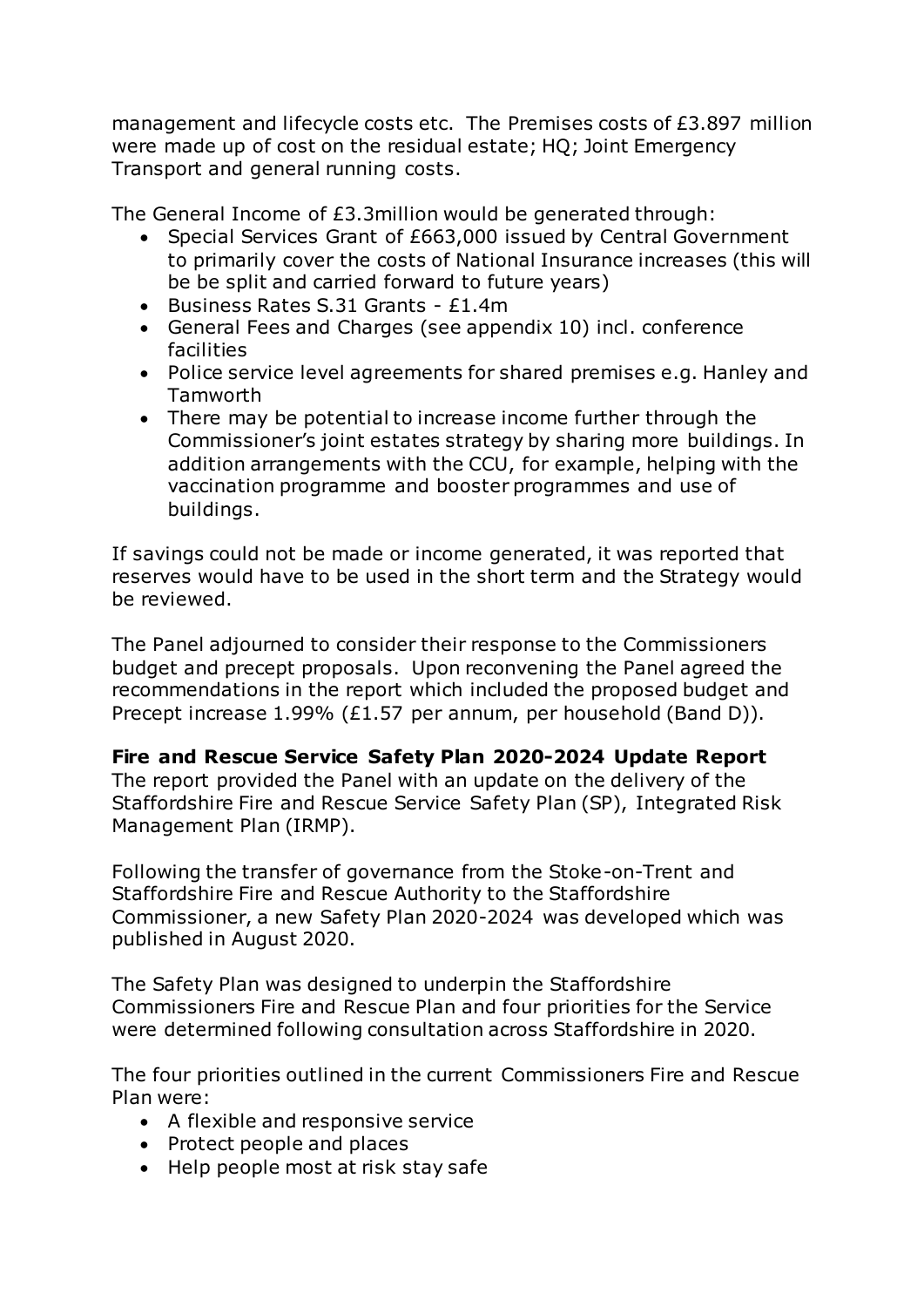management and lifecycle costs etc. The Premises costs of £3.897 million were made up of cost on the residual estate; HQ; Joint Emergency Transport and general running costs.

The General Income of £3.3million would be generated through:

- Special Services Grant of £663,000 issued by Central Government to primarily cover the costs of National Insurance increases (this will be be split and carried forward to future years)
- Business Rates S.31 Grants - £1.4m
- General Fees and Charges (see appendix 10) incl. conference facilities
- Police service level agreements for shared premises e.g. Hanley and Tamworth
- There may be potential to increase income further through the Commissioner's joint estates strategy by sharing more buildings. In addition arrangements with the CCU, for example, helping with the vaccination programme and booster programmes and use of buildings.

If savings could not be made or income generated, it was reported that reserves would have to be used in the short term and the Strategy would be reviewed.

The Panel adjourned to consider their response to the Commissioners budget and precept proposals. Upon reconvening the Panel agreed the recommendations in the report which included the proposed budget and Precept increase 1.99% (£1.57 per annum, per household (Band D)).

**Fire and Rescue Service Safety Plan 2020-2024 Update Report**

The report provided the Panel with an update on the delivery of the Staffordshire Fire and Rescue Service Safety Plan (SP), Integrated Risk Management Plan (IRMP).

Following the transfer of governance from the Stoke-on-Trent and Staffordshire Fire and Rescue Authority to the Staffordshire Commissioner, a new Safety Plan 2020-2024 was developed which was published in August 2020.

The Safety Plan was designed to underpin the Staffordshire Commissioners Fire and Rescue Plan and four priorities for the Service were determined following consultation across Staffordshire in 2020.

The four priorities outlined in the current Commissioners Fire and Rescue Plan were:

- A flexible and responsive service
- Protect people and places
- Help people most at risk stay safe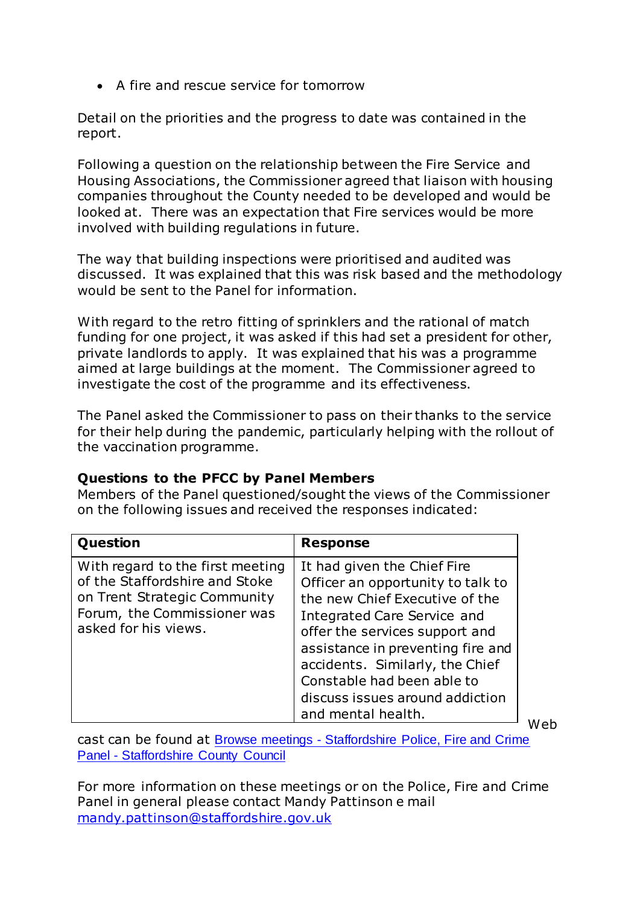- A fire and rescue service for tomorrow

Detail on the priorities and the progress to date was contained in the report.

Following a question on the relationship between the Fire Service and Housing Associations, the Commissioner agreed that liaison with housing companies throughout the County needed to be developed and would be looked at. There was an expectation that Fire services would be more involved with building regulations in future.

The way that building inspections were prioritised and audited was discussed. It was explained that this was risk based and the methodology would be sent to the Panel for information.

With regard to the retro fitting of sprinklers and the rational of match funding for one project, it was asked if this had set a president for other, private landlords to apply. It was explained that his was a programme aimed at large buildings at the moment. The Commissioner agreed to investigate the cost of the programme and its effectiveness.

The Panel asked the Commissioner to pass on their thanks to the service for their help during the pandemic, particularly helping with the rollout of the vaccination programme.

**Questions to the PFCC by Panel Members**

Members of the Panel questioned/sought the views of the Commissioner on the following issues and received the responses indicated:

| Question | Response |
| --- | --- |
| With regard to the first meeting of the Staffordshire and Stoke on Trent Strategic Community Forum, the Commissioner was asked for his views. | It had given the Chief Fire Officer an opportunity to talk to the new Chief Executive of the Integrated Care Service and offer the services support and assistance in preventing fire and accidents. Similarly, the Chief Constable had been able to discuss issues around addiction and mental health. |

Web cast can be found at [Browse meetings - Staffordshire Police, Fire and Crime Panel - Staffordshire County Council]()

For more information on these meetings or on the Police, Fire and Crime Panel in general please contact Mandy Pattinson e mail [mandy.pattinson@staffordshire.gov.uk](mailto:mandy.pattinson@staffordshire.gov.uk)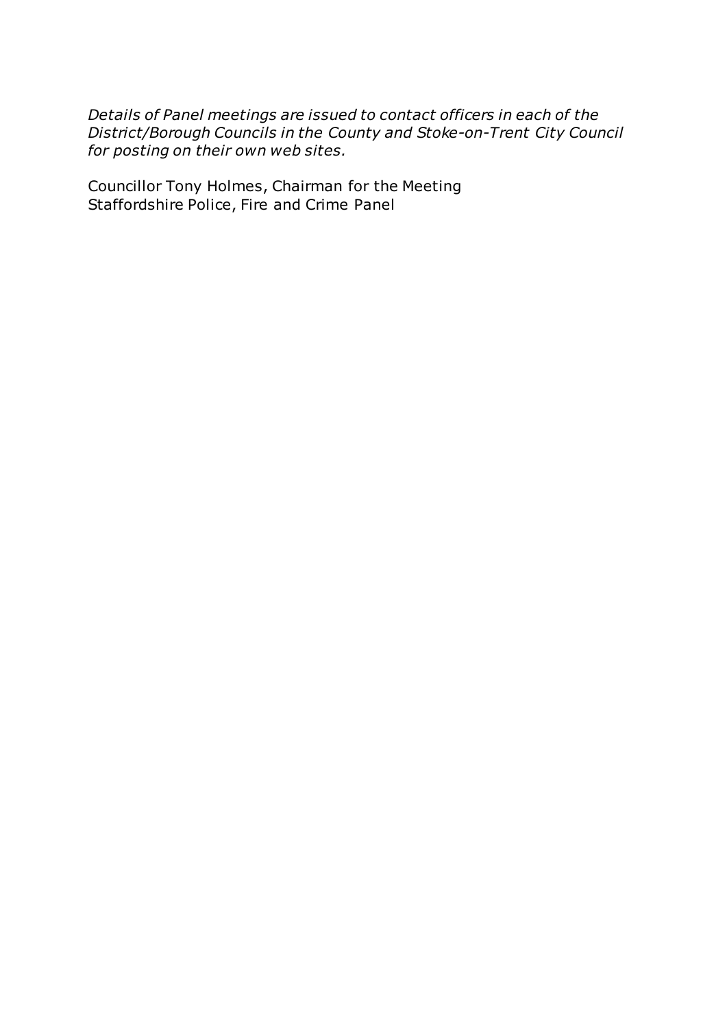*Details of Panel meetings are issued to contact officers in each of the District/Borough Councils in the County and Stoke-on-Trent City Council for posting on their own web sites.*

Councillor Tony Holmes, Chairman for the Meeting
Staffordshire Police, Fire and Crime Panel